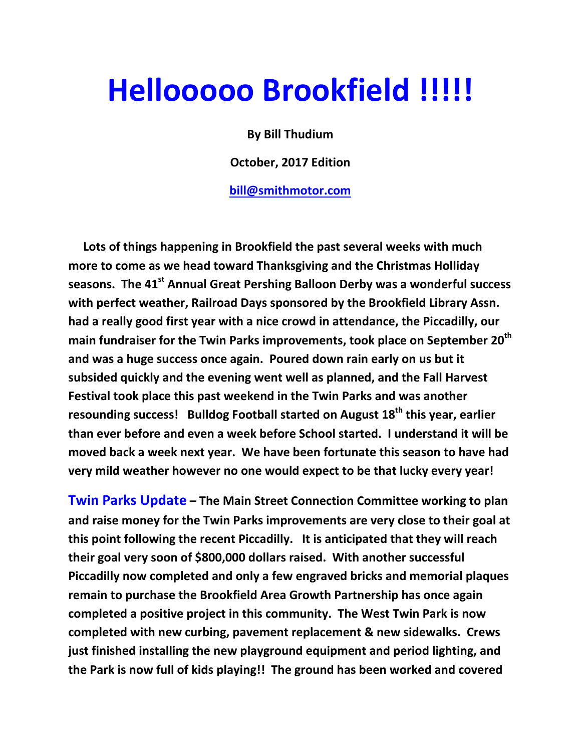# Hellooooo Brookfield !!!!!

**By Bill Thudium**

**October, 2017 Edition**

**bill@smithmotor.com**

**Lots of things happening in Brookfield the past several weeks with much more to come as we head toward Thanksgiving and the Christmas Holliday seasons. The 41st Annual Great Pershing Balloon Derby was a wonderful success with perfect weather, Railroad Days sponsored by the Brookfield Library Assn. had a really good first year with a nice crowd in attendance, the Piccadilly, our main fundraiser for the Twin Parks improvements, took place on September 20th and was a huge success once again. Poured down rain early on us but it subsided quickly and the evening went well as planned, and the Fall Harvest Festival took place this past weekend in the Twin Parks and was another resounding success! Bulldog Football started on August 18th this year, earlier than ever before and even a week before School started. I understand it will be moved back a week next year. We have been fortunate this season to have had very mild weather however no one would expect to be that lucky every year!**

**Twin Parks Update – The Main Street Connection Committee working to plan and raise money for the Twin Parks improvements are very close to their goal at this point following the recent Piccadilly. It is anticipated that they will reach their goal very soon of $800,000 dollars raised. With another successful Piccadilly now completed and only a few engraved bricks and memorial plaques remain to purchase the Brookfield Area Growth Partnership has once again completed a positive project in this community. The West Twin Park is now completed with new curbing, pavement replacement & new sidewalks. Crews just finished installing the new playground equipment and period lighting, and the Park is now full of kids playing!! The ground has been worked and covered**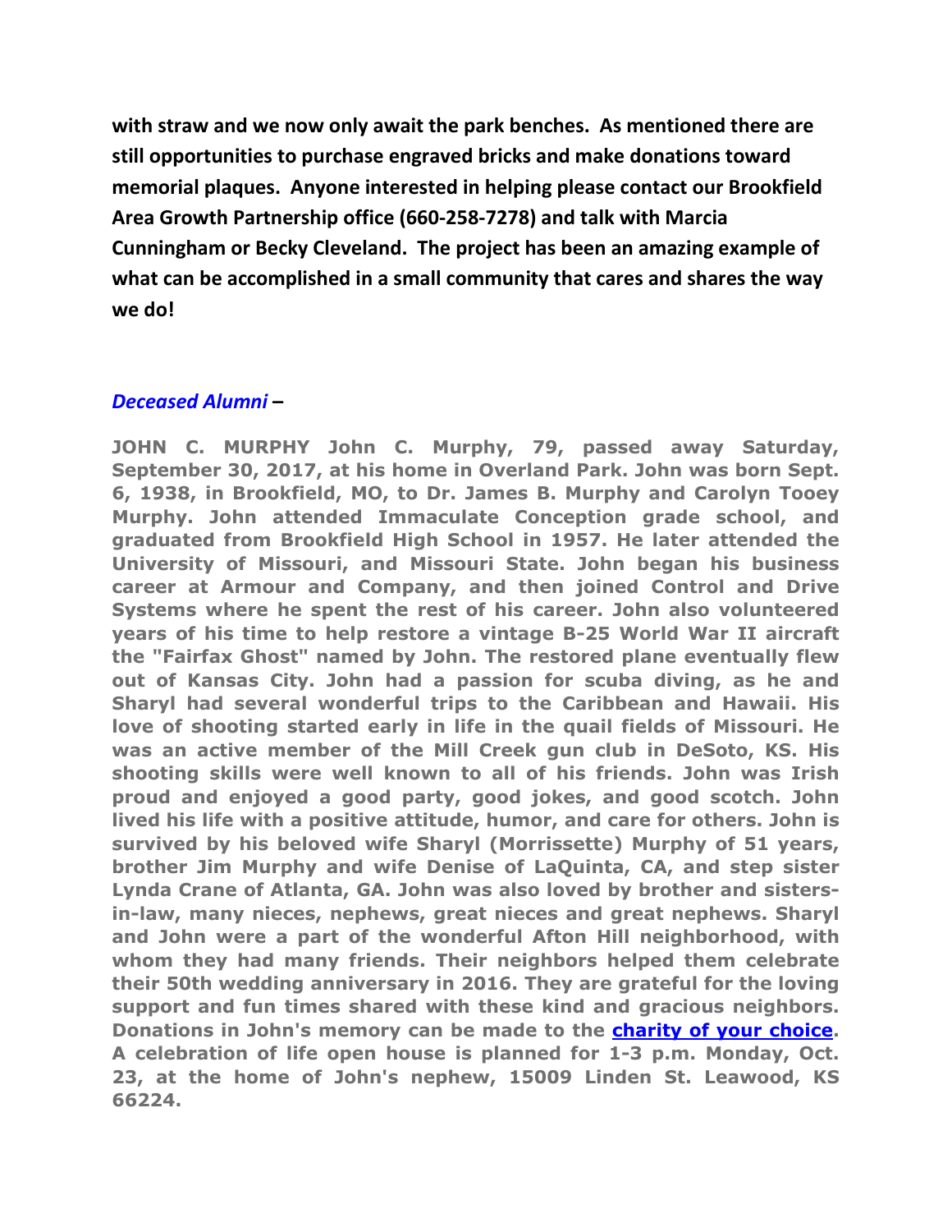**with straw and we now only await the park benches. As mentioned there are still opportunities to purchase engraved bricks and make donations toward memorial plaques. Anyone interested in helping please contact our Brookfield Area Growth Partnership office (660-258-7278) and talk with Marcia Cunningham or Becky Cleveland. The project has been an amazing example of what can be accomplished in a small community that cares and shares the way we do!**

## ***Deceased Alumni* –**

**JOHN C. MURPHY John C. Murphy, 79, passed away Saturday, September 30, 2017, at his home in Overland Park. John was born Sept. 6, 1938, in Brookfield, MO, to Dr. James B. Murphy and Carolyn Tooey Murphy. John attended Immaculate Conception grade school, and graduated from Brookfield High School in 1957. He later attended the University of Missouri, and Missouri State. John began his business career at Armour and Company, and then joined Control and Drive Systems where he spent the rest of his career. John also volunteered years of his time to help restore a vintage B-25 World War II aircraft the "Fairfax Ghost" named by John. The restored plane eventually flew out of Kansas City. John had a passion for scuba diving, as he and Sharyl had several wonderful trips to the Caribbean and Hawaii. His love of shooting started early in life in the quail fields of Missouri. He was an active member of the Mill Creek gun club in DeSoto, KS. His shooting skills were well known to all of his friends. John was Irish proud and enjoyed a good party, good jokes, and good scotch. John lived his life with a positive attitude, humor, and care for others. John is survived by his beloved wife Sharyl (Morrissette) Murphy of 51 years, brother Jim Murphy and wife Denise of LaQuinta, CA, and step sister Lynda Crane of Atlanta, GA. John was also loved by brother and sisters-in-law, many nieces, nephews, great nieces and great nephews. Sharyl and John were a part of the wonderful Afton Hill neighborhood, with whom they had many friends. Their neighbors helped them celebrate their 50th wedding anniversary in 2016. They are grateful for the loving support and fun times shared with these kind and gracious neighbors. Donations in John's memory can be made to the charity of your choice. A celebration of life open house is planned for 1-3 p.m. Monday, Oct. 23, at the home of John's nephew, 15009 Linden St. Leawood, KS 66224.**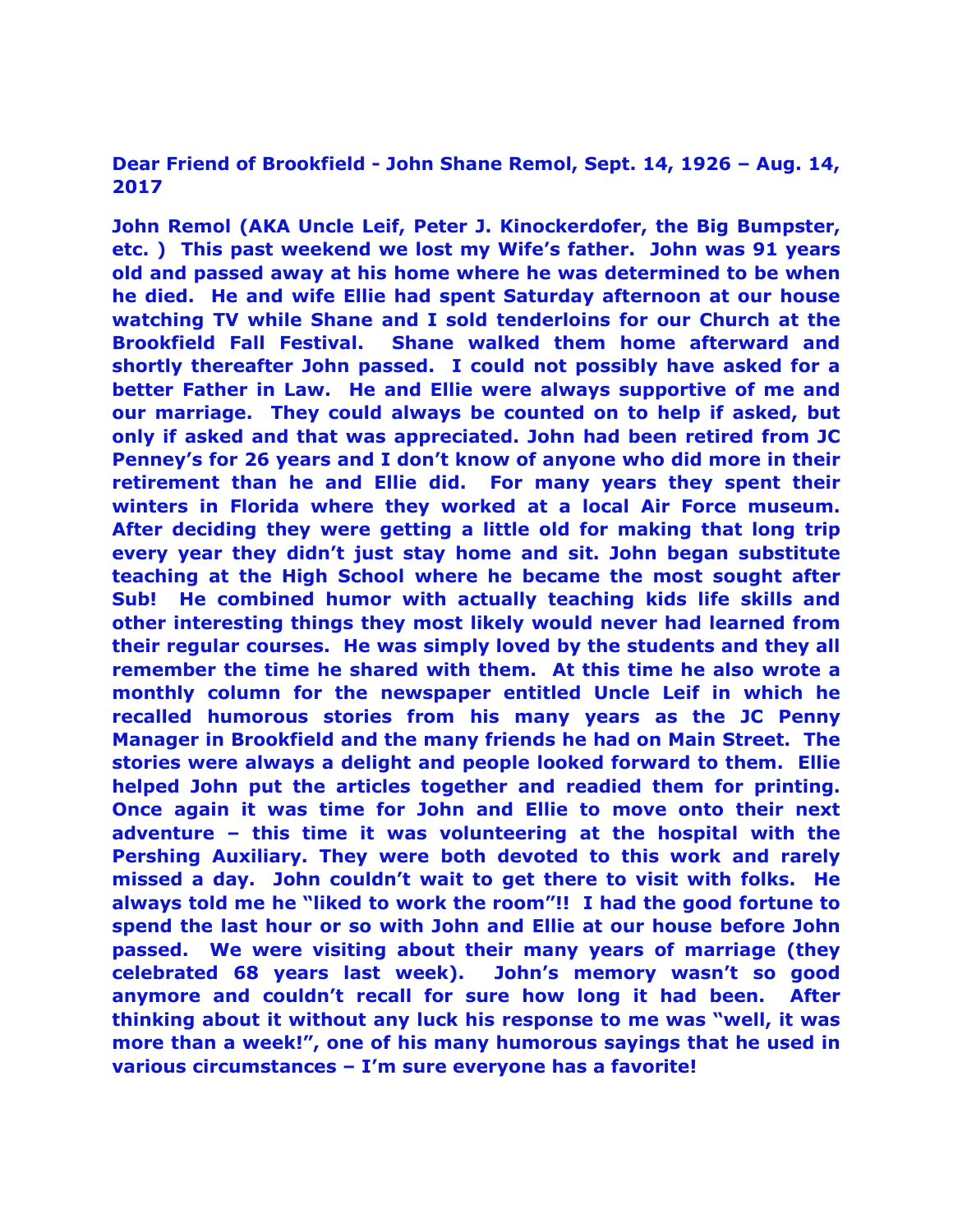**Dear Friend of Brookfield - John Shane Remol, Sept. 14, 1926 – Aug. 14, 2017**

**John Remol (AKA Uncle Leif, Peter J. Kinockerdofer, the Big Bumpster, etc. ) This past weekend we lost my Wife's father. John was 91 years old and passed away at his home where he was determined to be when he died. He and wife Ellie had spent Saturday afternoon at our house watching TV while Shane and I sold tenderloins for our Church at the Brookfield Fall Festival. Shane walked them home afterward and shortly thereafter John passed. I could not possibly have asked for a better Father in Law. He and Ellie were always supportive of me and our marriage. They could always be counted on to help if asked, but only if asked and that was appreciated. John had been retired from JC Penney's for 26 years and I don't know of anyone who did more in their retirement than he and Ellie did. For many years they spent their winters in Florida where they worked at a local Air Force museum. After deciding they were getting a little old for making that long trip every year they didn't just stay home and sit. John began substitute teaching at the High School where he became the most sought after Sub! He combined humor with actually teaching kids life skills and other interesting things they most likely would never had learned from their regular courses. He was simply loved by the students and they all remember the time he shared with them. At this time he also wrote a monthly column for the newspaper entitled Uncle Leif in which he recalled humorous stories from his many years as the JC Penny Manager in Brookfield and the many friends he had on Main Street. The stories were always a delight and people looked forward to them. Ellie helped John put the articles together and readied them for printing. Once again it was time for John and Ellie to move onto their next adventure – this time it was volunteering at the hospital with the Pershing Auxiliary. They were both devoted to this work and rarely missed a day. John couldn't wait to get there to visit with folks. He always told me he "liked to work the room"!! I had the good fortune to spend the last hour or so with John and Ellie at our house before John passed. We were visiting about their many years of marriage (they celebrated 68 years last week). John's memory wasn't so good anymore and couldn't recall for sure how long it had been. After thinking about it without any luck his response to me was "well, it was more than a week!", one of his many humorous sayings that he used in various circumstances – I'm sure everyone has a favorite!**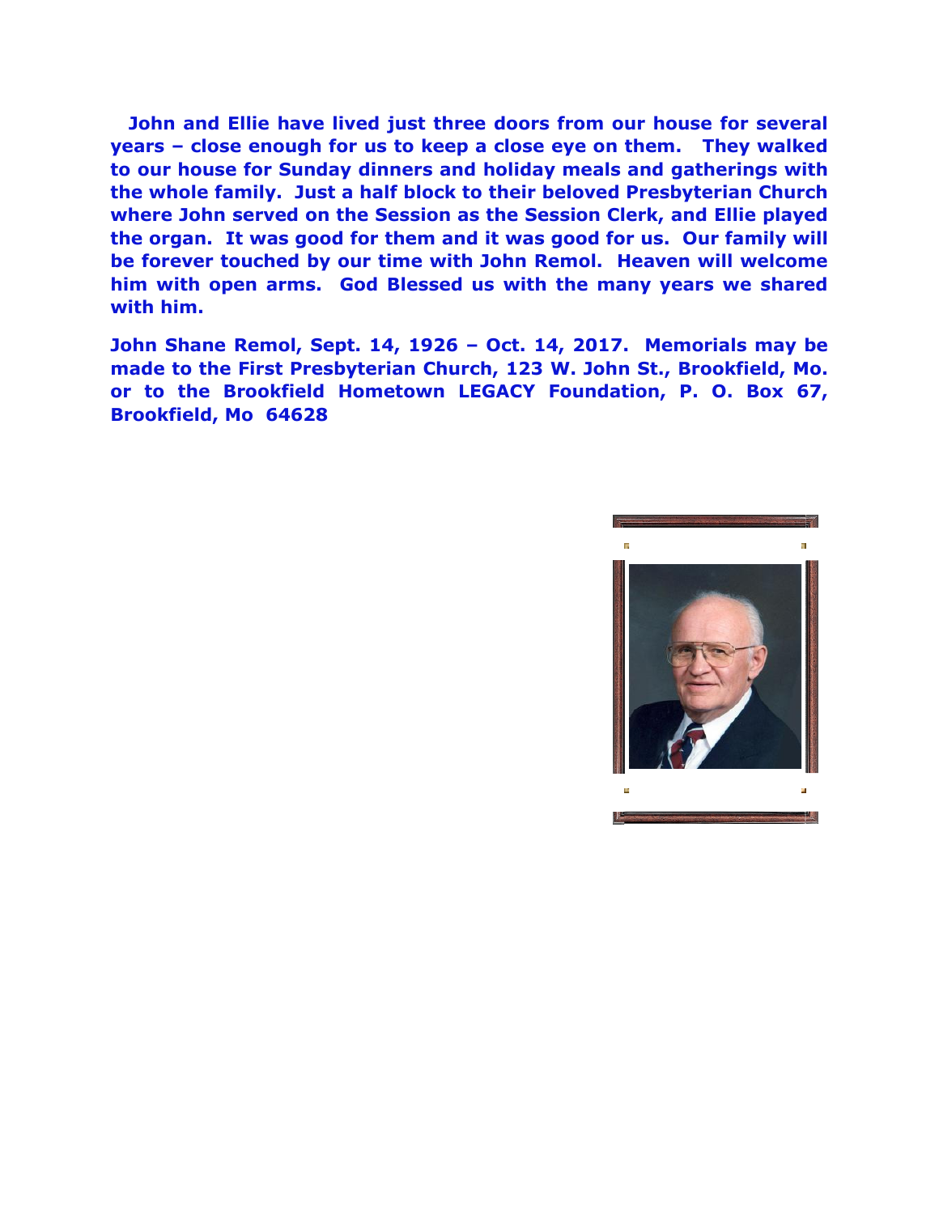**John and Ellie have lived just three doors from our house for several years – close enough for us to keep a close eye on them. They walked to our house for Sunday dinners and holiday meals and gatherings with the whole family. Just a half block to their beloved Presbyterian Church where John served on the Session as the Session Clerk, and Ellie played the organ. It was good for them and it was good for us. Our family will be forever touched by our time with John Remol. Heaven will welcome him with open arms. God Blessed us with the many years we shared with him.**

**John Shane Remol, Sept. 14, 1926 – Oct. 14, 2017. Memorials may be made to the First Presbyterian Church, 123 W. John St., Brookfield, Mo. or to the Brookfield Hometown LEGACY Foundation, P. O. Box 67, Brookfield, Mo 64628**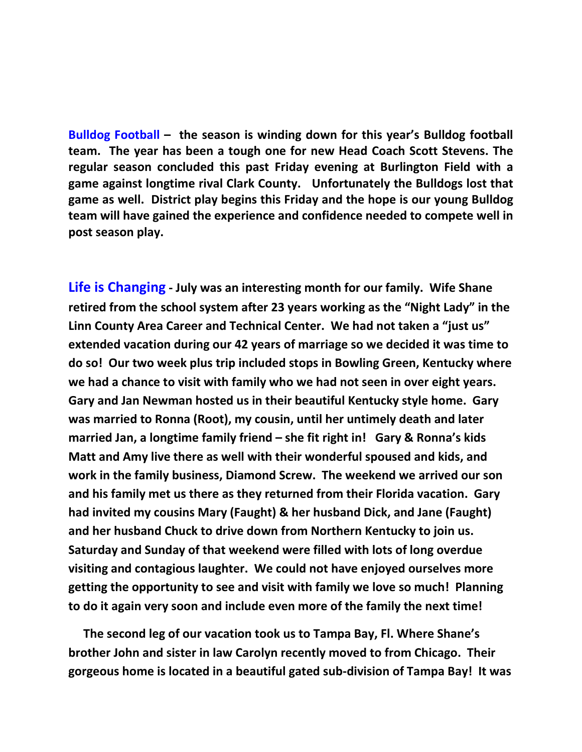**Bulldog Football** – the season is winding down for this year's Bulldog football team. The year has been a tough one for new Head Coach Scott Stevens. The regular season concluded this past Friday evening at Burlington Field with a game against longtime rival Clark County. Unfortunately the Bulldogs lost that game as well. District play begins this Friday and the hope is our young Bulldog team will have gained the experience and confidence needed to compete well in post season play.

**Life is Changing** - July was an interesting month for our family. Wife Shane retired from the school system after 23 years working as the "Night Lady" in the Linn County Area Career and Technical Center. We had not taken a "just us" extended vacation during our 42 years of marriage so we decided it was time to do so! Our two week plus trip included stops in Bowling Green, Kentucky where we had a chance to visit with family who we had not seen in over eight years. Gary and Jan Newman hosted us in their beautiful Kentucky style home. Gary was married to Ronna (Root), my cousin, until her untimely death and later married Jan, a longtime family friend – she fit right in! Gary & Ronna's kids Matt and Amy live there as well with their wonderful spoused and kids, and work in the family business, Diamond Screw. The weekend we arrived our son and his family met us there as they returned from their Florida vacation. Gary had invited my cousins Mary (Faught) & her husband Dick, and Jane (Faught) and her husband Chuck to drive down from Northern Kentucky to join us. Saturday and Sunday of that weekend were filled with lots of long overdue visiting and contagious laughter. We could not have enjoyed ourselves more getting the opportunity to see and visit with family we love so much! Planning to do it again very soon and include even more of the family the next time!

The second leg of our vacation took us to Tampa Bay, Fl. Where Shane's brother John and sister in law Carolyn recently moved to from Chicago. Their gorgeous home is located in a beautiful gated sub-division of Tampa Bay! It was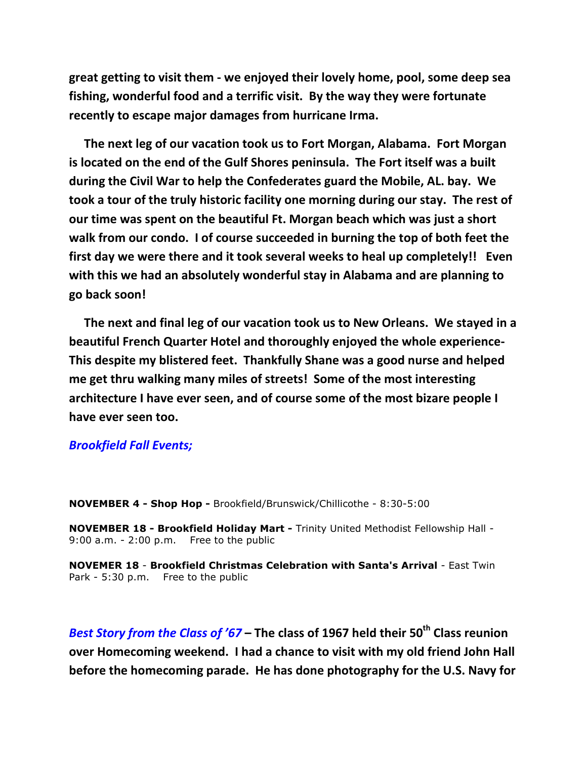**great getting to visit them - we enjoyed their lovely home, pool, some deep sea fishing, wonderful food and a terrific visit. By the way they were fortunate recently to escape major damages from hurricane Irma.**

**The next leg of our vacation took us to Fort Morgan, Alabama. Fort Morgan is located on the end of the Gulf Shores peninsula. The Fort itself was a built during the Civil War to help the Confederates guard the Mobile, AL. bay. We took a tour of the truly historic facility one morning during our stay. The rest of our time was spent on the beautiful Ft. Morgan beach which was just a short walk from our condo. I of course succeeded in burning the top of both feet the first day we were there and it took several weeks to heal up completely!! Even with this we had an absolutely wonderful stay in Alabama and are planning to go back soon!**

**The next and final leg of our vacation took us to New Orleans. We stayed in a beautiful French Quarter Hotel and thoroughly enjoyed the whole experience- This despite my blistered feet. Thankfully Shane was a good nurse and helped me get thru walking many miles of streets! Some of the most interesting architecture I have ever seen, and of course some of the most bizare people I have ever seen too.**

***Brookfield Fall Events;***

**NOVEMBER 4 - Shop Hop -** Brookfield/Brunswick/Chillicothe - 8:30-5:00

**NOVEMBER 18 - Brookfield Holiday Mart -** Trinity United Methodist Fellowship Hall - 9:00 a.m. - 2:00 p.m.    Free to the public

**NOVEMER 18** - **Brookfield Christmas Celebration with Santa's Arrival** - East Twin Park - 5:30 p.m.    Free to the public

***Best Story from the Class of '67*** **– The class of 1967 held their 50th Class reunion over Homecoming weekend. I had a chance to visit with my old friend John Hall before the homecoming parade. He has done photography for the U.S. Navy for**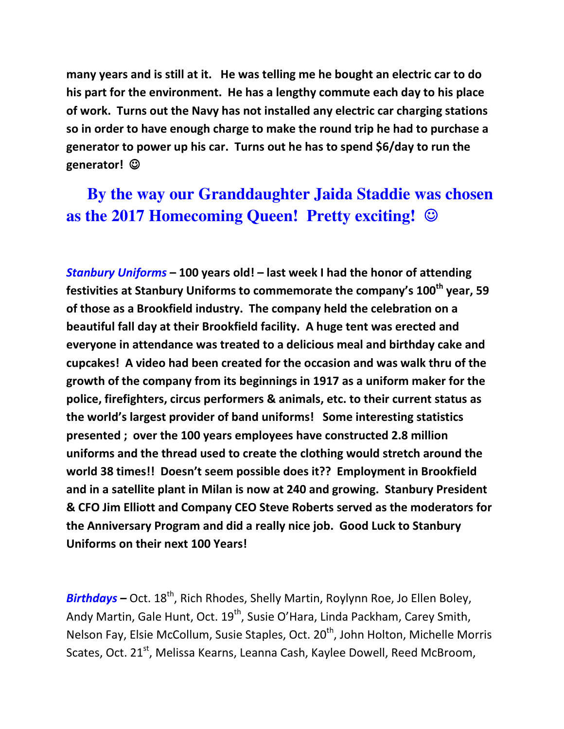**many years and is still at it. He was telling me he bought an electric car to do his part for the environment. He has a lengthy commute each day to his place of work. Turns out the Navy has not installed any electric car charging stations so in order to have enough charge to make the round trip he had to purchase a generator to power up his car. Turns out he has to spend $6/day to run the generator! ☺**

**By the way our Granddaughter Jaida Staddie was chosen as the 2017 Homecoming Queen! Pretty exciting! ☺**

***Stanbury Uniforms* – 100 years old! – last week I had the honor of attending festivities at Stanbury Uniforms to commemorate the company's 100th year, 59 of those as a Brookfield industry. The company held the celebration on a beautiful fall day at their Brookfield facility. A huge tent was erected and everyone in attendance was treated to a delicious meal and birthday cake and cupcakes! A video had been created for the occasion and was walk thru of the growth of the company from its beginnings in 1917 as a uniform maker for the police, firefighters, circus performers & animals, etc. to their current status as the world's largest provider of band uniforms! Some interesting statistics presented ; over the 100 years employees have constructed 2.8 million uniforms and the thread used to create the clothing would stretch around the world 38 times!! Doesn't seem possible does it?? Employment in Brookfield and in a satellite plant in Milan is now at 240 and growing. Stanbury President & CFO Jim Elliott and Company CEO Steve Roberts served as the moderators for the Anniversary Program and did a really nice job. Good Luck to Stanbury Uniforms on their next 100 Years!**

***Birthdays* –** Oct. 18th, Rich Rhodes, Shelly Martin, Roylynn Roe, Jo Ellen Boley, Andy Martin, Gale Hunt, Oct. 19th, Susie O'Hara, Linda Packham, Carey Smith, Nelson Fay, Elsie McCollum, Susie Staples, Oct. 20th, John Holton, Michelle Morris Scates, Oct. 21st, Melissa Kearns, Leanna Cash, Kaylee Dowell, Reed McBroom,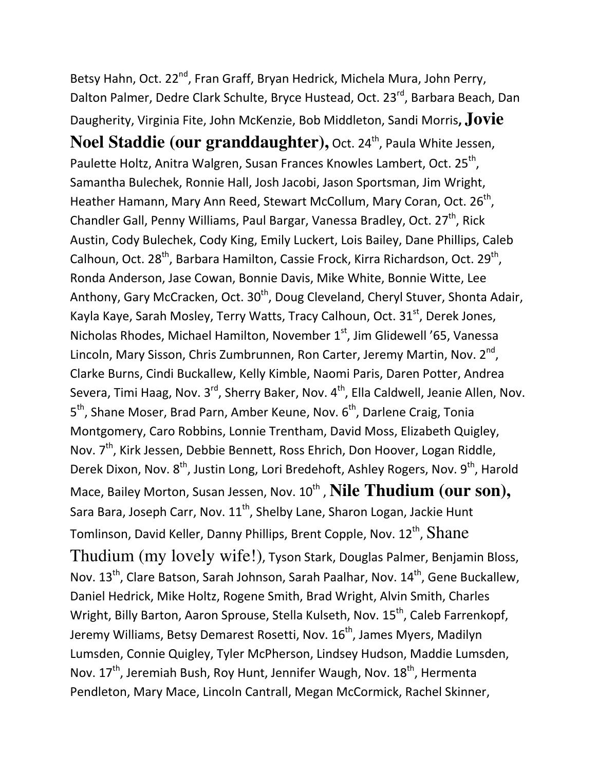Betsy Hahn, Oct. 22nd, Fran Graff, Bryan Hedrick, Michela Mura, John Perry, Dalton Palmer, Dedre Clark Schulte, Bryce Hustead, Oct. 23rd, Barbara Beach, Dan Daugherity, Virginia Fite, John McKenzie, Bob Middleton, Sandi Morris, **Jovie Noel Staddie (our granddaughter),** Oct. 24th, Paula White Jessen, Paulette Holtz, Anitra Walgren, Susan Frances Knowles Lambert, Oct. 25th, Samantha Bulechek, Ronnie Hall, Josh Jacobi, Jason Sportsman, Jim Wright, Heather Hamann, Mary Ann Reed, Stewart McCollum, Mary Coran, Oct. 26th, Chandler Gall, Penny Williams, Paul Bargar, Vanessa Bradley, Oct. 27th, Rick Austin, Cody Bulechek, Cody King, Emily Luckert, Lois Bailey, Dane Phillips, Caleb Calhoun, Oct. 28th, Barbara Hamilton, Cassie Frock, Kirra Richardson, Oct. 29th, Ronda Anderson, Jase Cowan, Bonnie Davis, Mike White, Bonnie Witte, Lee Anthony, Gary McCracken, Oct. 30th, Doug Cleveland, Cheryl Stuver, Shonta Adair, Kayla Kaye, Sarah Mosley, Terry Watts, Tracy Calhoun, Oct. 31st, Derek Jones, Nicholas Rhodes, Michael Hamilton, November 1st, Jim Glidewell '65, Vanessa Lincoln, Mary Sisson, Chris Zumbrunnen, Ron Carter, Jeremy Martin, Nov. 2nd, Clarke Burns, Cindi Buckallew, Kelly Kimble, Naomi Paris, Daren Potter, Andrea Severa, Timi Haag, Nov. 3rd, Sherry Baker, Nov. 4th, Ella Caldwell, Jeanie Allen, Nov. 5th, Shane Moser, Brad Parn, Amber Keune, Nov. 6th, Darlene Craig, Tonia Montgomery, Caro Robbins, Lonnie Trentham, David Moss, Elizabeth Quigley, Nov. 7th, Kirk Jessen, Debbie Bennett, Ross Ehrich, Don Hoover, Logan Riddle, Derek Dixon, Nov. 8th, Justin Long, Lori Bredehoft, Ashley Rogers, Nov. 9th, Harold Mace, Bailey Morton, Susan Jessen, Nov. 10th , **Nile Thudium (our son),** Sara Bara, Joseph Carr, Nov. 11th, Shelby Lane, Sharon Logan, Jackie Hunt Tomlinson, David Keller, Danny Phillips, Brent Copple, Nov. 12th, Shane Thudium (my lovely wife!), Tyson Stark, Douglas Palmer, Benjamin Bloss, Nov. 13th, Clare Batson, Sarah Johnson, Sarah Paalhar, Nov. 14th, Gene Buckallew, Daniel Hedrick, Mike Holtz, Rogene Smith, Brad Wright, Alvin Smith, Charles Wright, Billy Barton, Aaron Sprouse, Stella Kulseth, Nov. 15th, Caleb Farrenkopf, Jeremy Williams, Betsy Demarest Rosetti, Nov. 16th, James Myers, Madilyn Lumsden, Connie Quigley, Tyler McPherson, Lindsey Hudson, Maddie Lumsden, Nov. 17th, Jeremiah Bush, Roy Hunt, Jennifer Waugh, Nov. 18th, Hermenta Pendleton, Mary Mace, Lincoln Cantrall, Megan McCormick, Rachel Skinner,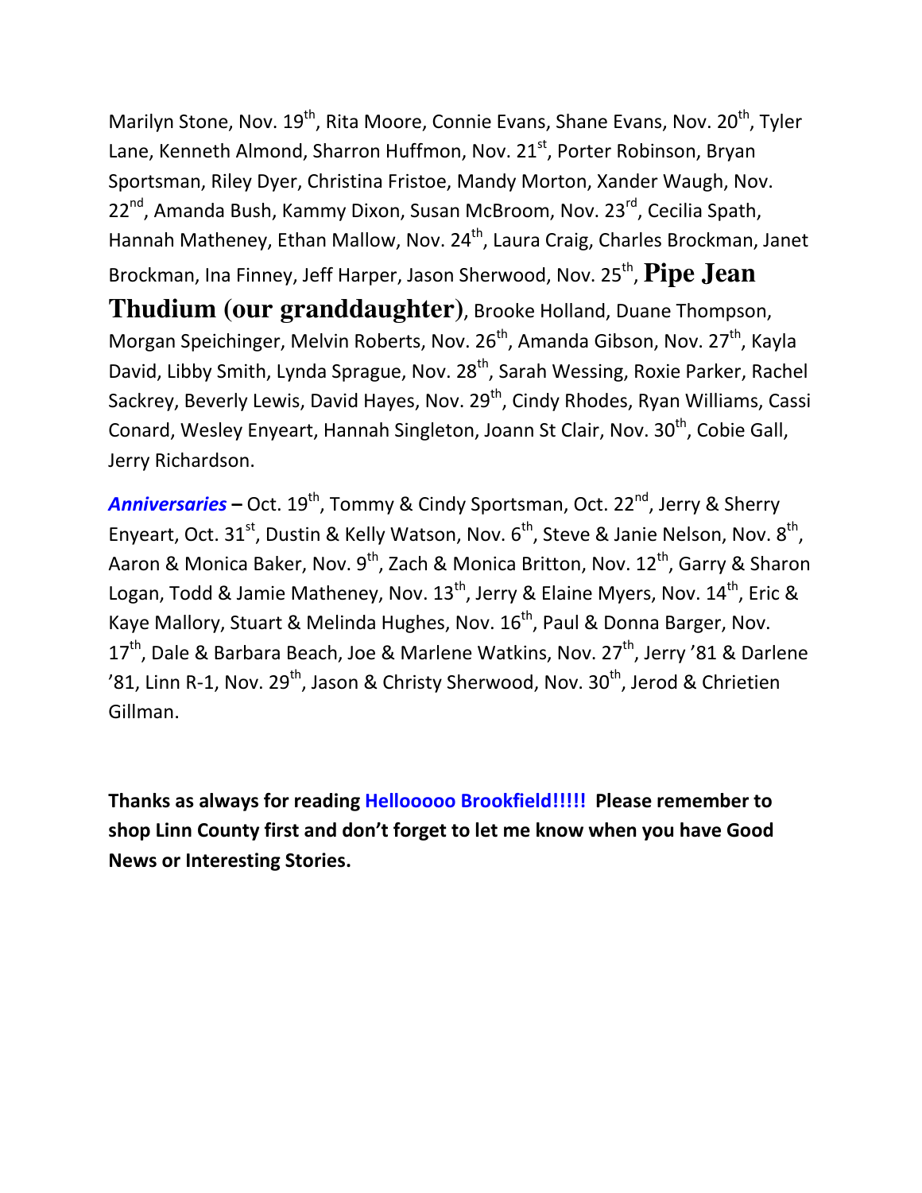Marilyn Stone, Nov. 19th, Rita Moore, Connie Evans, Shane Evans, Nov. 20th, Tyler Lane, Kenneth Almond, Sharron Huffmon, Nov. 21st, Porter Robinson, Bryan Sportsman, Riley Dyer, Christina Fristoe, Mandy Morton, Xander Waugh, Nov. 22nd, Amanda Bush, Kammy Dixon, Susan McBroom, Nov. 23rd, Cecilia Spath, Hannah Matheney, Ethan Mallow, Nov. 24th, Laura Craig, Charles Brockman, Janet Brockman, Ina Finney, Jeff Harper, Jason Sherwood, Nov. 25th, **Pipe Jean Thudium (our granddaughter)**, Brooke Holland, Duane Thompson, Morgan Speichinger, Melvin Roberts, Nov. 26th, Amanda Gibson, Nov. 27th, Kayla David, Libby Smith, Lynda Sprague, Nov. 28th, Sarah Wessing, Roxie Parker, Rachel Sackrey, Beverly Lewis, David Hayes, Nov. 29th, Cindy Rhodes, Ryan Williams, Cassi Conard, Wesley Enyeart, Hannah Singleton, Joann St Clair, Nov. 30th, Cobie Gall, Jerry Richardson.

***Anniversaries*** **–** Oct. 19th, Tommy & Cindy Sportsman, Oct. 22nd, Jerry & Sherry Enyeart, Oct. 31st, Dustin & Kelly Watson, Nov. 6th, Steve & Janie Nelson, Nov. 8th, Aaron & Monica Baker, Nov. 9th, Zach & Monica Britton, Nov. 12th, Garry & Sharon Logan, Todd & Jamie Matheney, Nov. 13th, Jerry & Elaine Myers, Nov. 14th, Eric & Kaye Mallory, Stuart & Melinda Hughes, Nov. 16th, Paul & Donna Barger, Nov. 17th, Dale & Barbara Beach, Joe & Marlene Watkins, Nov. 27th, Jerry '81 & Darlene '81, Linn R-1, Nov. 29th, Jason & Christy Sherwood, Nov. 30th, Jerod & Chrietien Gillman.

**Thanks as always for reading Hellooooo Brookfield!!!!! Please remember to shop Linn County first and don't forget to let me know when you have Good News or Interesting Stories.**